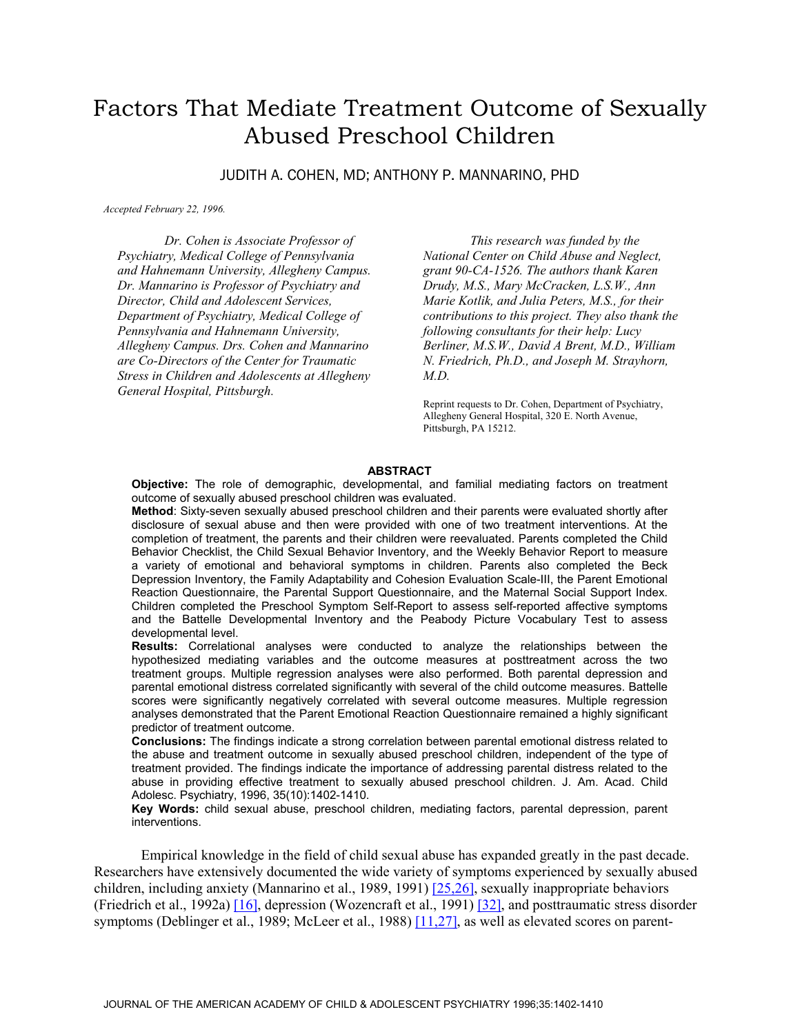# Factors That Mediate Treatment Outcome of Sexually Abused Preschool Children

JUDITH A. COHEN, MD; ANTHONY P. MANNARINO, PHD

*Accepted February 22, 1996.*

*Dr. Cohen is Associate Professor of Psychiatry, Medical College of Pennsylvania and Hahnemann University, Allegheny Campus. Dr. Mannarino is Professor of Psychiatry and Director, Child and Adolescent Services, Department of Psychiatry, Medical College of Pennsylvania and Hahnemann University, Allegheny Campus. Drs. Cohen and Mannarino are Co-Directors of the Center for Traumatic Stress in Children and Adolescents at Allegheny General Hospital, Pittsburgh.*

*This research was funded by the National Center on Child Abuse and Neglect, grant 90-CA-1526. The authors thank Karen Drudy, M.S., Mary McCracken, L.S.W., Ann Marie Kotlik, and Julia Peters, M.S., for their contributions to this project. They also thank the following consultants for their help: Lucy Berliner, M.S.W., David A Brent, M.D., William N. Friedrich, Ph.D., and Joseph M. Strayhorn, M.D.*

Reprint requests to Dr. Cohen, Department of Psychiatry, Allegheny General Hospital, 320 E. North Avenue, Pittsburgh, PA 15212.

**ABSTRACT**

**Objective:** The role of demographic, developmental, and familial mediating factors on treatment outcome of sexually abused preschool children was evaluated.

**Method**: Sixty-seven sexually abused preschool children and their parents were evaluated shortly after disclosure of sexual abuse and then were provided with one of two treatment interventions. At the completion of treatment, the parents and their children were reevaluated. Parents completed the Child Behavior Checklist, the Child Sexual Behavior Inventory, and the Weekly Behavior Report to measure a variety of emotional and behavioral symptoms in children. Parents also completed the Beck Depression Inventory, the Family Adaptability and Cohesion Evaluation Scale-III, the Parent Emotional Reaction Questionnaire, the Parental Support Questionnaire, and the Maternal Social Support Index. Children completed the Preschool Symptom Self-Report to assess self-reported affective symptoms and the Battelle Developmental Inventory and the Peabody Picture Vocabulary Test to assess developmental level.

**Results:** Correlational analyses were conducted to analyze the relationships between the hypothesized mediating variables and the outcome measures at posttreatment across the two treatment groups. Multiple regression analyses were also performed. Both parental depression and parental emotional distress correlated significantly with several of the child outcome measures. Battelle scores were significantly negatively correlated with several outcome measures. Multiple regression analyses demonstrated that the Parent Emotional Reaction Questionnaire remained a highly significant predictor of treatment outcome.

**Conclusions:** The findings indicate a strong correlation between parental emotional distress related to the abuse and treatment outcome in sexually abused preschool children, independent of the type of treatment provided. The findings indicate the importance of addressing parental distress related to the abuse in providing effective treatment to sexually abused preschool children. J. Am. Acad. Child Adolesc. Psychiatry, 1996, 35(10):1402-1410.

**Key Words:** child sexual abuse, preschool children, mediating factors, parental depression, parent interventions.

Empirical knowledge in the field of child sexual abuse has expanded greatly in the past decade. Researchers have extensively documented the wide variety of symptoms experienced by sexually abused children, including anxiety (Mannarino et al., 1989, 1991) [25,26], sexually inappropriate behaviors (Friedrich et al., 1992a) [16], depression (Wozencraft et al., 1991) [32], and posttraumatic stress disorder symptoms (Deblinger et al., 1989; McLeer et al., 1988) [11,27], as well as elevated scores on parent-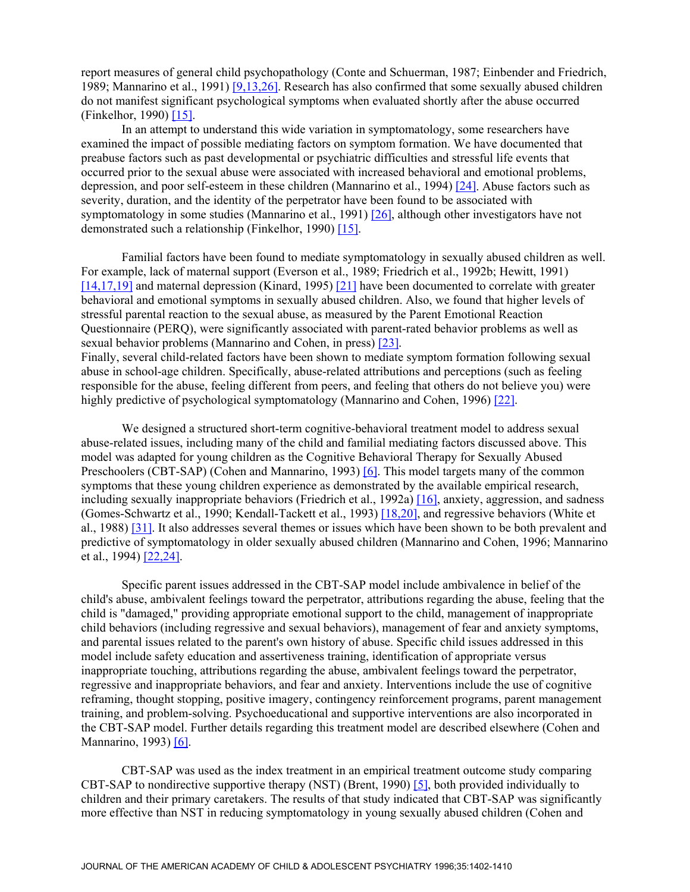report measures of general child psychopathology (Conte and Schuerman, 1987; Einbender and Friedrich, 1989; Mannarino et al., 1991) [9,13,26]. Research has also confirmed that some sexually abused children do not manifest significant psychological symptoms when evaluated shortly after the abuse occurred (Finkelhor, 1990) [15].

In an attempt to understand this wide variation in symptomatology, some researchers have examined the impact of possible mediating factors on symptom formation. We have documented that preabuse factors such as past developmental or psychiatric difficulties and stressful life events that occurred prior to the sexual abuse were associated with increased behavioral and emotional problems, depression, and poor self-esteem in these children (Mannarino et al., 1994) [24]. Abuse factors such as severity, duration, and the identity of the perpetrator have been found to be associated with symptomatology in some studies (Mannarino et al., 1991) [26], although other investigators have not demonstrated such a relationship (Finkelhor, 1990) [15].

Familial factors have been found to mediate symptomatology in sexually abused children as well. For example, lack of maternal support (Everson et al., 1989; Friedrich et al., 1992b; Hewitt, 1991) [14,17,19] and maternal depression (Kinard, 1995) [21] have been documented to correlate with greater behavioral and emotional symptoms in sexually abused children. Also, we found that higher levels of stressful parental reaction to the sexual abuse, as measured by the Parent Emotional Reaction Questionnaire (PERQ), were significantly associated with parent-rated behavior problems as well as sexual behavior problems (Mannarino and Cohen, in press) [23].

Finally, several child-related factors have been shown to mediate symptom formation following sexual abuse in school-age children. Specifically, abuse-related attributions and perceptions (such as feeling responsible for the abuse, feeling different from peers, and feeling that others do not believe you) were highly predictive of psychological symptomatology (Mannarino and Cohen, 1996) [22].

We designed a structured short-term cognitive-behavioral treatment model to address sexual abuse-related issues, including many of the child and familial mediating factors discussed above. This model was adapted for young children as the Cognitive Behavioral Therapy for Sexually Abused Preschoolers (CBT-SAP) (Cohen and Mannarino, 1993) [6]. This model targets many of the common symptoms that these young children experience as demonstrated by the available empirical research, including sexually inappropriate behaviors (Friedrich et al., 1992a) [16], anxiety, aggression, and sadness (Gomes-Schwartz et al., 1990; Kendall-Tackett et al., 1993) [18,20], and regressive behaviors (White et al., 1988) [31]. It also addresses several themes or issues which have been shown to be both prevalent and predictive of symptomatology in older sexually abused children (Mannarino and Cohen, 1996; Mannarino et al., 1994) [22,24].

Specific parent issues addressed in the CBT-SAP model include ambivalence in belief of the child's abuse, ambivalent feelings toward the perpetrator, attributions regarding the abuse, feeling that the child is "damaged," providing appropriate emotional support to the child, management of inappropriate child behaviors (including regressive and sexual behaviors), management of fear and anxiety symptoms, and parental issues related to the parent's own history of abuse. Specific child issues addressed in this model include safety education and assertiveness training, identification of appropriate versus inappropriate touching, attributions regarding the abuse, ambivalent feelings toward the perpetrator, regressive and inappropriate behaviors, and fear and anxiety. Interventions include the use of cognitive reframing, thought stopping, positive imagery, contingency reinforcement programs, parent management training, and problem-solving. Psychoeducational and supportive interventions are also incorporated in the CBT-SAP model. Further details regarding this treatment model are described elsewhere (Cohen and Mannarino, 1993) [6].

CBT-SAP was used as the index treatment in an empirical treatment outcome study comparing CBT-SAP to nondirective supportive therapy (NST) (Brent, 1990) [5], both provided individually to children and their primary caretakers. The results of that study indicated that CBT-SAP was significantly more effective than NST in reducing symptomatology in young sexually abused children (Cohen and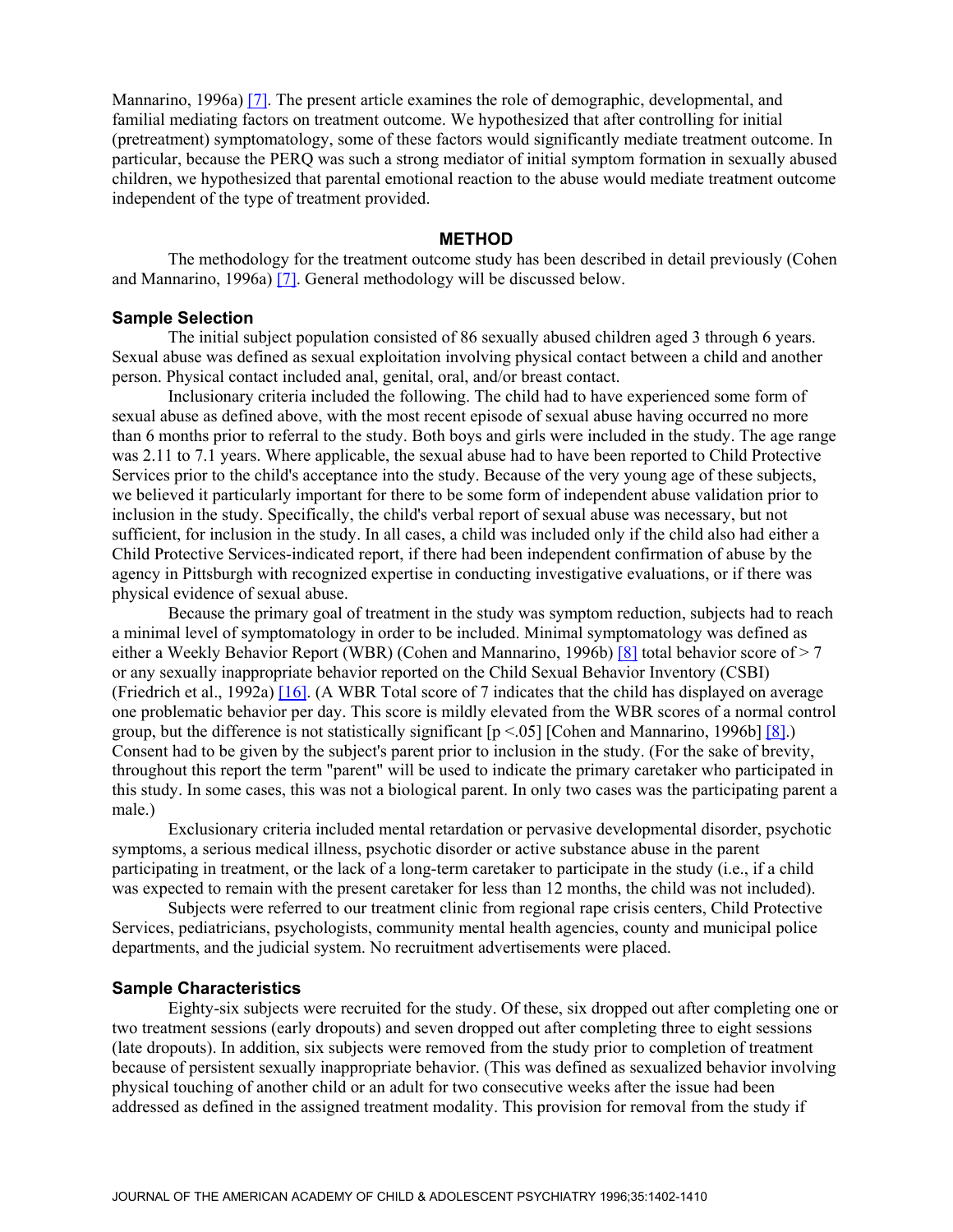Mannarino, 1996a) [7]. The present article examines the role of demographic, developmental, and familial mediating factors on treatment outcome. We hypothesized that after controlling for initial (pretreatment) symptomatology, some of these factors would significantly mediate treatment outcome. In particular, because the PERQ was such a strong mediator of initial symptom formation in sexually abused children, we hypothesized that parental emotional reaction to the abuse would mediate treatment outcome independent of the type of treatment provided.

## METHOD

The methodology for the treatment outcome study has been described in detail previously (Cohen and Mannarino, 1996a) [7]. General methodology will be discussed below.

### Sample Selection

The initial subject population consisted of 86 sexually abused children aged 3 through 6 years. Sexual abuse was defined as sexual exploitation involving physical contact between a child and another person. Physical contact included anal, genital, oral, and/or breast contact.

Inclusionary criteria included the following. The child had to have experienced some form of sexual abuse as defined above, with the most recent episode of sexual abuse having occurred no more than 6 months prior to referral to the study. Both boys and girls were included in the study. The age range was 2.11 to 7.1 years. Where applicable, the sexual abuse had to have been reported to Child Protective Services prior to the child's acceptance into the study. Because of the very young age of these subjects, we believed it particularly important for there to be some form of independent abuse validation prior to inclusion in the study. Specifically, the child's verbal report of sexual abuse was necessary, but not sufficient, for inclusion in the study. In all cases, a child was included only if the child also had either a Child Protective Services-indicated report, if there had been independent confirmation of abuse by the agency in Pittsburgh with recognized expertise in conducting investigative evaluations, or if there was physical evidence of sexual abuse.

Because the primary goal of treatment in the study was symptom reduction, subjects had to reach a minimal level of symptomatology in order to be included. Minimal symptomatology was defined as either a Weekly Behavior Report (WBR) (Cohen and Mannarino, 1996b) [8] total behavior score of > 7 or any sexually inappropriate behavior reported on the Child Sexual Behavior Inventory (CSBI) (Friedrich et al., 1992a) [16]. (A WBR Total score of 7 indicates that the child has displayed on average one problematic behavior per day. This score is mildly elevated from the WBR scores of a normal control group, but the difference is not statistically significant [$p < .05$] [Cohen and Mannarino, 1996b] [8].) Consent had to be given by the subject's parent prior to inclusion in the study. (For the sake of brevity, throughout this report the term "parent" will be used to indicate the primary caretaker who participated in this study. In some cases, this was not a biological parent. In only two cases was the participating parent a male.)

Exclusionary criteria included mental retardation or pervasive developmental disorder, psychotic symptoms, a serious medical illness, psychotic disorder or active substance abuse in the parent participating in treatment, or the lack of a long-term caretaker to participate in the study (i.e., if a child was expected to remain with the present caretaker for less than 12 months, the child was not included).

Subjects were referred to our treatment clinic from regional rape crisis centers, Child Protective Services, pediatricians, psychologists, community mental health agencies, county and municipal police departments, and the judicial system. No recruitment advertisements were placed.

### Sample Characteristics

Eighty-six subjects were recruited for the study. Of these, six dropped out after completing one or two treatment sessions (early dropouts) and seven dropped out after completing three to eight sessions (late dropouts). In addition, six subjects were removed from the study prior to completion of treatment because of persistent sexually inappropriate behavior. (This was defined as sexualized behavior involving physical touching of another child or an adult for two consecutive weeks after the issue had been addressed as defined in the assigned treatment modality. This provision for removal from the study if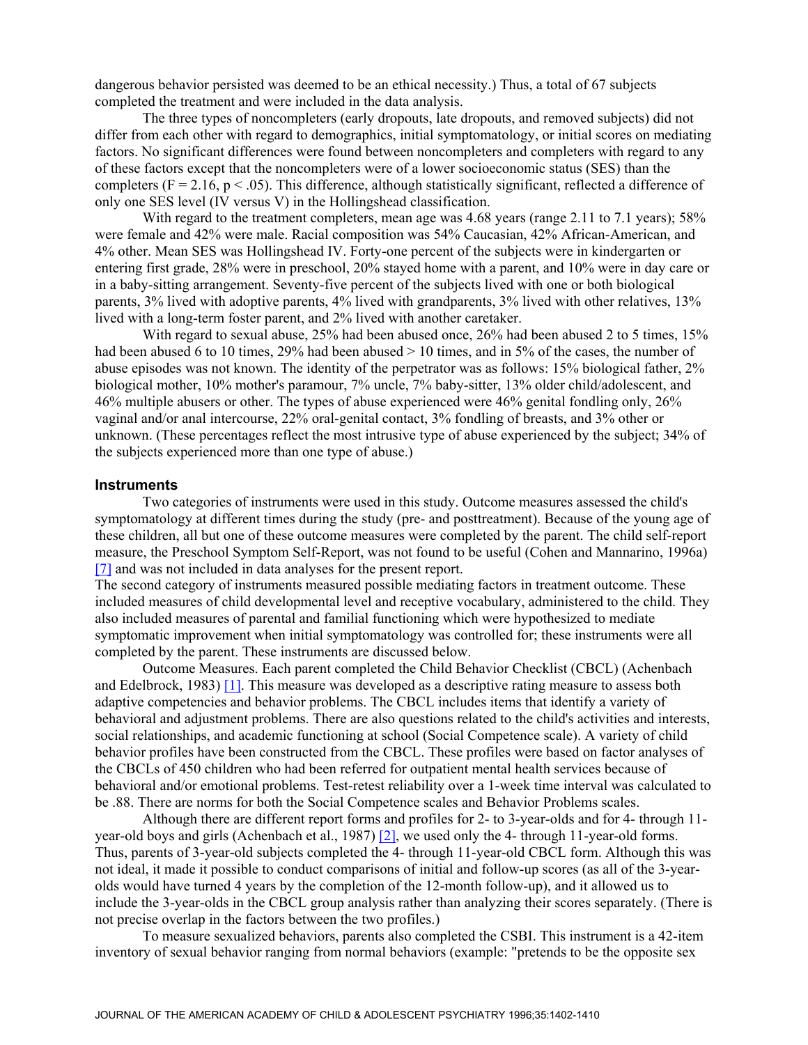dangerous behavior persisted was deemed to be an ethical necessity.) Thus, a total of 67 subjects completed the treatment and were included in the data analysis.

The three types of noncompleters (early dropouts, late dropouts, and removed subjects) did not differ from each other with regard to demographics, initial symptomatology, or initial scores on mediating factors. No significant differences were found between noncompleters and completers with regard to any of these factors except that the noncompleters were of a lower socioeconomic status (SES) than the completers ($F = 2.16$, $p < .05$). This difference, although statistically significant, reflected a difference of only one SES level (IV versus V) in the Hollingshead classification.

With regard to the treatment completers, mean age was 4.68 years (range 2.11 to 7.1 years); 58% were female and 42% were male. Racial composition was 54% Caucasian, 42% African-American, and 4% other. Mean SES was Hollingshead IV. Forty-one percent of the subjects were in kindergarten or entering first grade, 28% were in preschool, 20% stayed home with a parent, and 10% were in day care or in a baby-sitting arrangement. Seventy-five percent of the subjects lived with one or both biological parents, 3% lived with adoptive parents, 4% lived with grandparents, 3% lived with other relatives, 13% lived with a long-term foster parent, and 2% lived with another caretaker.

With regard to sexual abuse, 25% had been abused once, 26% had been abused 2 to 5 times, 15% had been abused 6 to 10 times, 29% had been abused > 10 times, and in 5% of the cases, the number of abuse episodes was not known. The identity of the perpetrator was as follows: 15% biological father, 2% biological mother, 10% mother's paramour, 7% uncle, 7% baby-sitter, 13% older child/adolescent, and 46% multiple abusers or other. The types of abuse experienced were 46% genital fondling only, 26% vaginal and/or anal intercourse, 22% oral-genital contact, 3% fondling of breasts, and 3% other or unknown. (These percentages reflect the most intrusive type of abuse experienced by the subject; 34% of the subjects experienced more than one type of abuse.)

## Instruments

Two categories of instruments were used in this study. Outcome measures assessed the child's symptomatology at different times during the study (pre- and posttreatment). Because of the young age of these children, all but one of these outcome measures were completed by the parent. The child self-report measure, the Preschool Symptom Self-Report, was not found to be useful (Cohen and Mannarino, 1996a) [7] and was not included in data analyses for the present report.

The second category of instruments measured possible mediating factors in treatment outcome. These included measures of child developmental level and receptive vocabulary, administered to the child. They also included measures of parental and familial functioning which were hypothesized to mediate symptomatic improvement when initial symptomatology was controlled for; these instruments were all completed by the parent. These instruments are discussed below.

Outcome Measures. Each parent completed the Child Behavior Checklist (CBCL) (Achenbach and Edelbrock, 1983) [1]. This measure was developed as a descriptive rating measure to assess both adaptive competencies and behavior problems. The CBCL includes items that identify a variety of behavioral and adjustment problems. There are also questions related to the child's activities and interests, social relationships, and academic functioning at school (Social Competence scale). A variety of child behavior profiles have been constructed from the CBCL. These profiles were based on factor analyses of the CBCLs of 450 children who had been referred for outpatient mental health services because of behavioral and/or emotional problems. Test-retest reliability over a 1-week time interval was calculated to be .88. There are norms for both the Social Competence scales and Behavior Problems scales.

Although there are different report forms and profiles for 2- to 3-year-olds and for 4- through 11-year-old boys and girls (Achenbach et al., 1987) [2], we used only the 4- through 11-year-old forms. Thus, parents of 3-year-old subjects completed the 4- through 11-year-old CBCL form. Although this was not ideal, it made it possible to conduct comparisons of initial and follow-up scores (as all of the 3-year-olds would have turned 4 years by the completion of the 12-month follow-up), and it allowed us to include the 3-year-olds in the CBCL group analysis rather than analyzing their scores separately. (There is not precise overlap in the factors between the two profiles.)

To measure sexualized behaviors, parents also completed the CSBI. This instrument is a 42-item inventory of sexual behavior ranging from normal behaviors (example: "pretends to be the opposite sex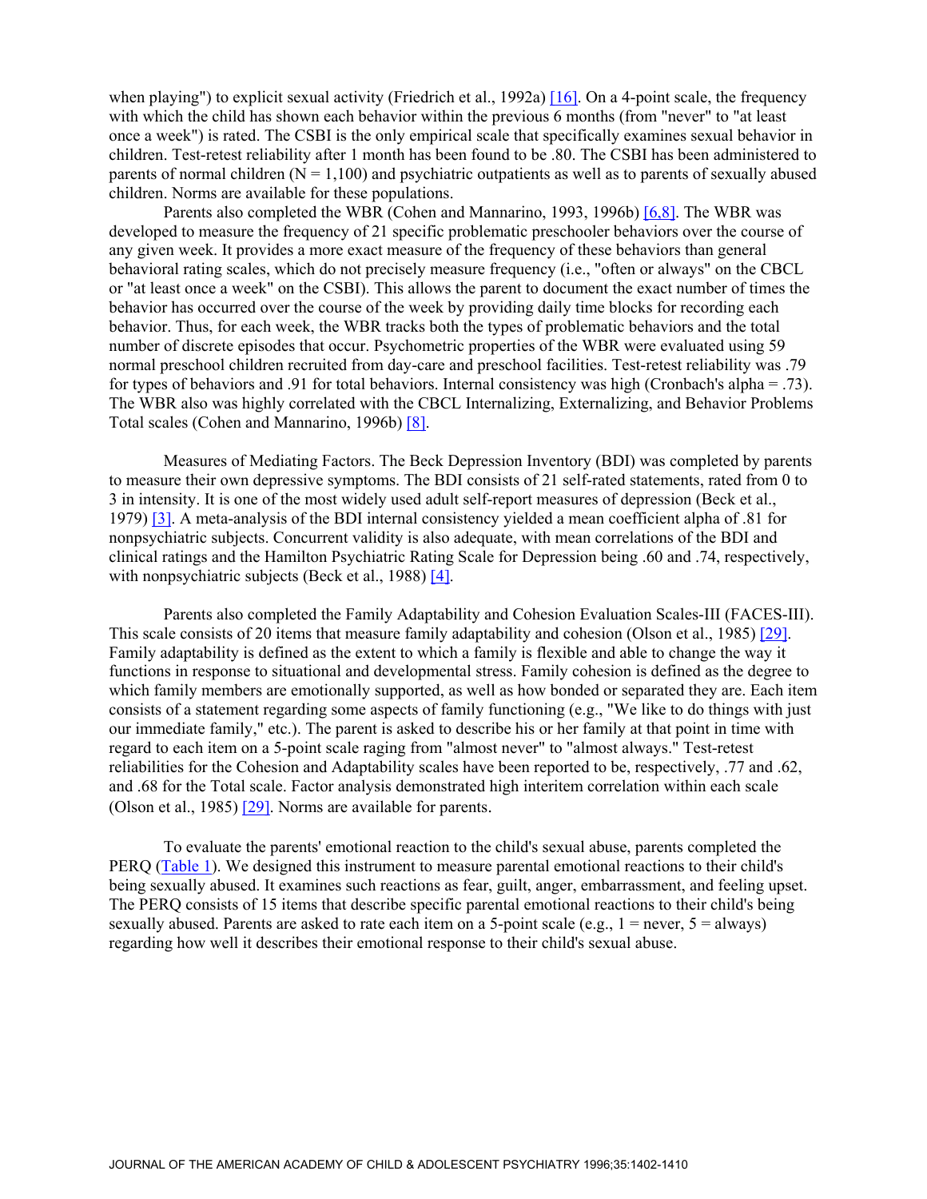when playing") to explicit sexual activity (Friedrich et al., 1992a) [16]. On a 4-point scale, the frequency with which the child has shown each behavior within the previous 6 months (from "never" to "at least once a week") is rated. The CSBI is the only empirical scale that specifically examines sexual behavior in children. Test-retest reliability after 1 month has been found to be .80. The CSBI has been administered to parents of normal children (N = 1,100) and psychiatric outpatients as well as to parents of sexually abused children. Norms are available for these populations.

Parents also completed the WBR (Cohen and Mannarino, 1993, 1996b) [6,8]. The WBR was developed to measure the frequency of 21 specific problematic preschooler behaviors over the course of any given week. It provides a more exact measure of the frequency of these behaviors than general behavioral rating scales, which do not precisely measure frequency (i.e., "often or always" on the CBCL or "at least once a week" on the CSBI). This allows the parent to document the exact number of times the behavior has occurred over the course of the week by providing daily time blocks for recording each behavior. Thus, for each week, the WBR tracks both the types of problematic behaviors and the total number of discrete episodes that occur. Psychometric properties of the WBR were evaluated using 59 normal preschool children recruited from day-care and preschool facilities. Test-retest reliability was .79 for types of behaviors and .91 for total behaviors. Internal consistency was high (Cronbach's alpha = .73). The WBR also was highly correlated with the CBCL Internalizing, Externalizing, and Behavior Problems Total scales (Cohen and Mannarino, 1996b) [8].

Measures of Mediating Factors. The Beck Depression Inventory (BDI) was completed by parents to measure their own depressive symptoms. The BDI consists of 21 self-rated statements, rated from 0 to 3 in intensity. It is one of the most widely used adult self-report measures of depression (Beck et al., 1979) [3]. A meta-analysis of the BDI internal consistency yielded a mean coefficient alpha of .81 for nonpsychiatric subjects. Concurrent validity is also adequate, with mean correlations of the BDI and clinical ratings and the Hamilton Psychiatric Rating Scale for Depression being .60 and .74, respectively, with nonpsychiatric subjects (Beck et al., 1988) [4].

Parents also completed the Family Adaptability and Cohesion Evaluation Scales-III (FACES-III). This scale consists of 20 items that measure family adaptability and cohesion (Olson et al., 1985) [29]. Family adaptability is defined as the extent to which a family is flexible and able to change the way it functions in response to situational and developmental stress. Family cohesion is defined as the degree to which family members are emotionally supported, as well as how bonded or separated they are. Each item consists of a statement regarding some aspects of family functioning (e.g., "We like to do things with just our immediate family," etc.). The parent is asked to describe his or her family at that point in time with regard to each item on a 5-point scale raging from "almost never" to "almost always." Test-retest reliabilities for the Cohesion and Adaptability scales have been reported to be, respectively, .77 and .62, and .68 for the Total scale. Factor analysis demonstrated high interitem correlation within each scale (Olson et al., 1985) [29]. Norms are available for parents.

To evaluate the parents' emotional reaction to the child's sexual abuse, parents completed the PERQ (Table 1). We designed this instrument to measure parental emotional reactions to their child's being sexually abused. It examines such reactions as fear, guilt, anger, embarrassment, and feeling upset. The PERQ consists of 15 items that describe specific parental emotional reactions to their child's being sexually abused. Parents are asked to rate each item on a 5-point scale (e.g., 1 = never, 5 = always) regarding how well it describes their emotional response to their child's sexual abuse.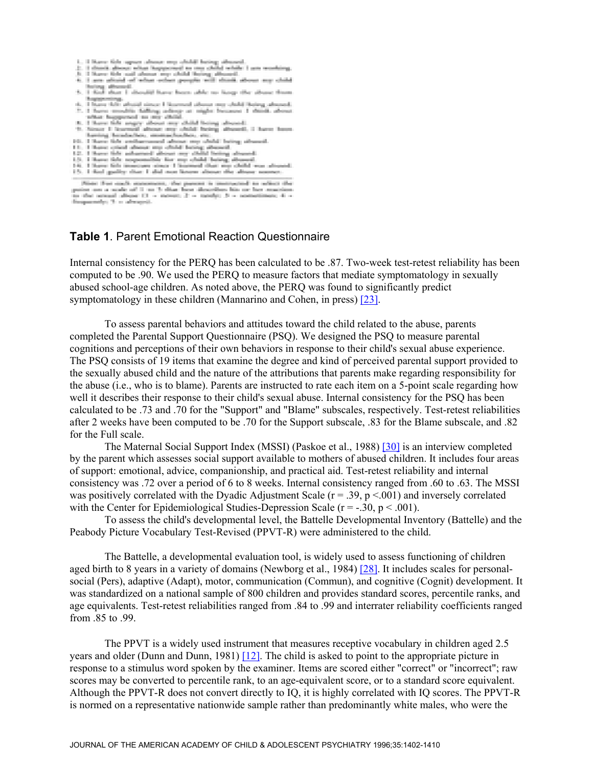**Table 1**. Parent Emotional Reaction Questionnaire

Internal consistency for the PERQ has been calculated to be .87. Two-week test-retest reliability has been computed to be .90. We used the PERQ to measure factors that mediate symptomatology in sexually abused school-age children. As noted above, the PERQ was found to significantly predict symptomatology in these children (Mannarino and Cohen, in press) [23].

To assess parental behaviors and attitudes toward the child related to the abuse, parents completed the Parental Support Questionnaire (PSQ). We designed the PSQ to measure parental cognitions and perceptions of their own behaviors in response to their child's sexual abuse experience. The PSQ consists of 19 items that examine the degree and kind of perceived parental support provided to the sexually abused child and the nature of the attributions that parents make regarding responsibility for the abuse (i.e., who is to blame). Parents are instructed to rate each item on a 5-point scale regarding how well it describes their response to their child's sexual abuse. Internal consistency for the PSQ has been calculated to be .73 and .70 for the "Support" and "Blame" subscales, respectively. Test-retest reliabilities after 2 weeks have been computed to be .70 for the Support subscale, .83 for the Blame subscale, and .82 for the Full scale.

The Maternal Social Support Index (MSSI) (Paskoe et al., 1988) [30] is an interview completed by the parent which assesses social support available to mothers of abused children. It includes four areas of support: emotional, advice, companionship, and practical aid. Test-retest reliability and internal consistency was .72 over a period of 6 to 8 weeks. Internal consistency ranged from .60 to .63. The MSSI was positively correlated with the Dyadic Adjustment Scale ($r = .39$, $p < .001$) and inversely correlated with the Center for Epidemiological Studies-Depression Scale ($r = -.30$, $p < .001$).

To assess the child's developmental level, the Battelle Developmental Inventory (Battelle) and the Peabody Picture Vocabulary Test-Revised (PPVT-R) were administered to the child.

The Battelle, a developmental evaluation tool, is widely used to assess functioning of children aged birth to 8 years in a variety of domains (Newborg et al., 1984) [28]. It includes scales for personal-social (Pers), adaptive (Adapt), motor, communication (Commun), and cognitive (Cognit) development. It was standardized on a national sample of 800 children and provides standard scores, percentile ranks, and age equivalents. Test-retest reliabilities ranged from .84 to .99 and interrater reliability coefficients ranged from .85 to .99.

The PPVT is a widely used instrument that measures receptive vocabulary in children aged 2.5 years and older (Dunn and Dunn, 1981) [12]. The child is asked to point to the appropriate picture in response to a stimulus word spoken by the examiner. Items are scored either "correct" or "incorrect"; raw scores may be converted to percentile rank, to an age-equivalent score, or to a standard score equivalent. Although the PPVT-R does not convert directly to IQ, it is highly correlated with IQ scores. The PPVT-R is normed on a representative nationwide sample rather than predominantly white males, who were the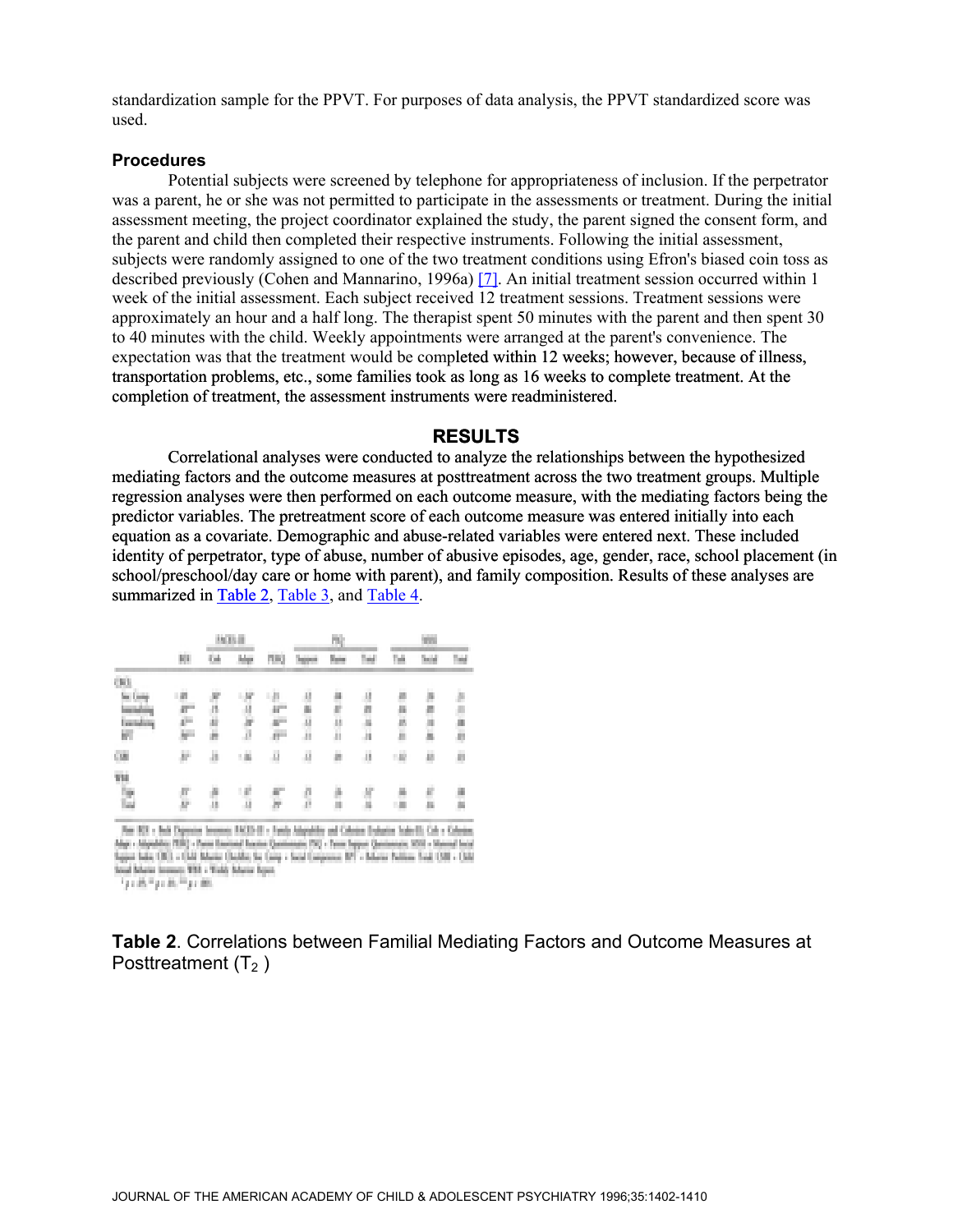standardization sample for the PPVT. For purposes of data analysis, the PPVT standardized score was used.

### Procedures

Potential subjects were screened by telephone for appropriateness of inclusion. If the perpetrator was a parent, he or she was not permitted to participate in the assessments or treatment. During the initial assessment meeting, the project coordinator explained the study, the parent signed the consent form, and the parent and child then completed their respective instruments. Following the initial assessment, subjects were randomly assigned to one of the two treatment conditions using Efron's biased coin toss as described previously (Cohen and Mannarino, 1996a) [7]. An initial treatment session occurred within 1 week of the initial assessment. Each subject received 12 treatment sessions. Treatment sessions were approximately an hour and a half long. The therapist spent 50 minutes with the parent and then spent 30 to 40 minutes with the child. Weekly appointments were arranged at the parent's convenience. The expectation was that the treatment would be completed within 12 weeks; however, because of illness, transportation problems, etc., some families took as long as 16 weeks to complete treatment. At the completion of treatment, the assessment instruments were readministered.

## RESULTS

Correlational analyses were conducted to analyze the relationships between the hypothesized mediating factors and the outcome measures at posttreatment across the two treatment groups. Multiple regression analyses were then performed on each outcome measure, with the mediating factors being the predictor variables. The pretreatment score of each outcome measure was entered initially into each equation as a covariate. Demographic and abuse-related variables were entered next. These included identity of perpetrator, type of abuse, number of abusive episodes, age, gender, race, school placement (in school/preschool/day care or home with parent), and family composition. Results of these analyses are summarized in Table 2, Table 3, and Table 4.

| | BDI | FACES-III | | PERQ | PSQ | | | MSSS | | |
|---|---|---|---|---|---|---|---|---|---|---|
| | | Coh | Adapt | | Support | Blame | Total | Talk | Social | Total |
| CBCL | | | | | | | | | | |
| Soc Comp | | | | | | | | | | |
| Internalizing | | | | | | | | | | |
| Externalizing | | | | | | | | | | |
| BPT | | | | | | | | | | |
| CSBI | | | | | | | | | | |
| WBR | | | | | | | | | | |
| Type | | | | | | | | | | |
| Total | | | | | | | | | | |

Note: BDI = Beck Depression Inventory; FACES-III = Family Adaptability and Cohesion Evaluation Scales-III; Coh = Cohesion; Adapt = Adaptability; PERQ = Parent Emotional Reaction Questionnaire; PSQ = Parent Support Questionnaire; MSSS = Maternal Social Support Index; CBCL = Child Behavior Checklist; Soc Comp = Social Competence; BPT = Behavior Problem Total; CSBI = Child Sexual Behavior Inventory; WBR = Weekly Behavior Report.
* $p < .05$; ** $p < .01$; *** $p < .001$.

**Table 2**. Correlations between Familial Mediating Factors and Outcome Measures at Posttreatment ($T_2$)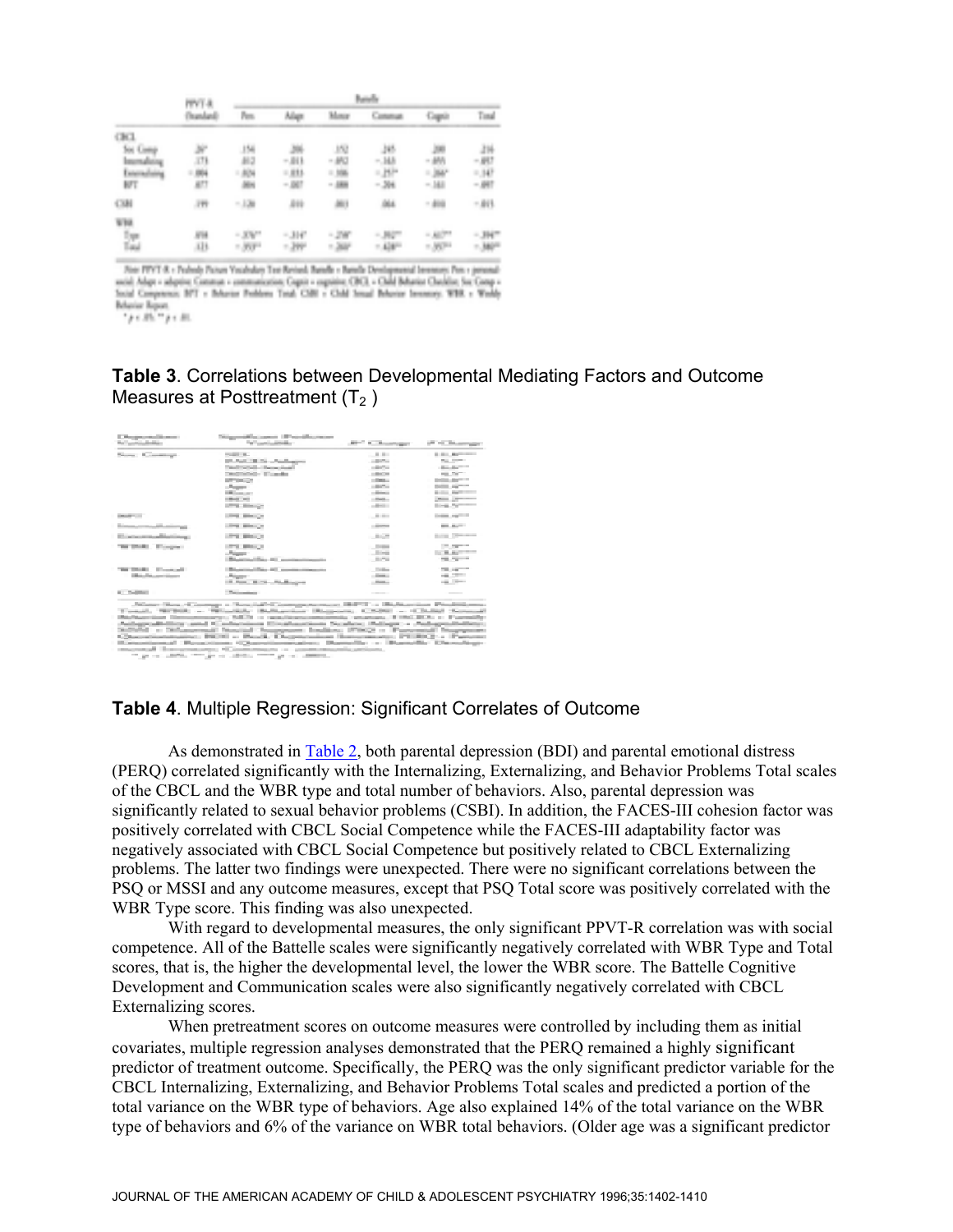**Table 3**. Correlations between Developmental Mediating Factors and Outcome Measures at Posttreatment ($T_2$)

**Table 4**. Multiple Regression: Significant Correlates of Outcome

As demonstrated in Table 2, both parental depression (BDI) and parental emotional distress (PERQ) correlated significantly with the Internalizing, Externalizing, and Behavior Problems Total scales of the CBCL and the WBR type and total number of behaviors. Also, parental depression was significantly related to sexual behavior problems (CSBI). In addition, the FACES-III cohesion factor was positively correlated with CBCL Social Competence while the FACES-III adaptability factor was negatively associated with CBCL Social Competence but positively related to CBCL Externalizing problems. The latter two findings were unexpected. There were no significant correlations between the PSQ or MSSI and any outcome measures, except that PSQ Total score was positively correlated with the WBR Type score. This finding was also unexpected.

With regard to developmental measures, the only significant PPVT-R correlation was with social competence. All of the Battelle scales were significantly negatively correlated with WBR Type and Total scores, that is, the higher the developmental level, the lower the WBR score. The Battelle Cognitive Development and Communication scales were also significantly negatively correlated with CBCL Externalizing scores.

When pretreatment scores on outcome measures were controlled by including them as initial covariates, multiple regression analyses demonstrated that the PERQ remained a highly significant predictor of treatment outcome. Specifically, the PERQ was the only significant predictor variable for the CBCL Internalizing, Externalizing, and Behavior Problems Total scales and predicted a portion of the total variance on the WBR type of behaviors. Age also explained 14% of the total variance on the WBR type of behaviors and 6% of the variance on WBR total behaviors. (Older age was a significant predictor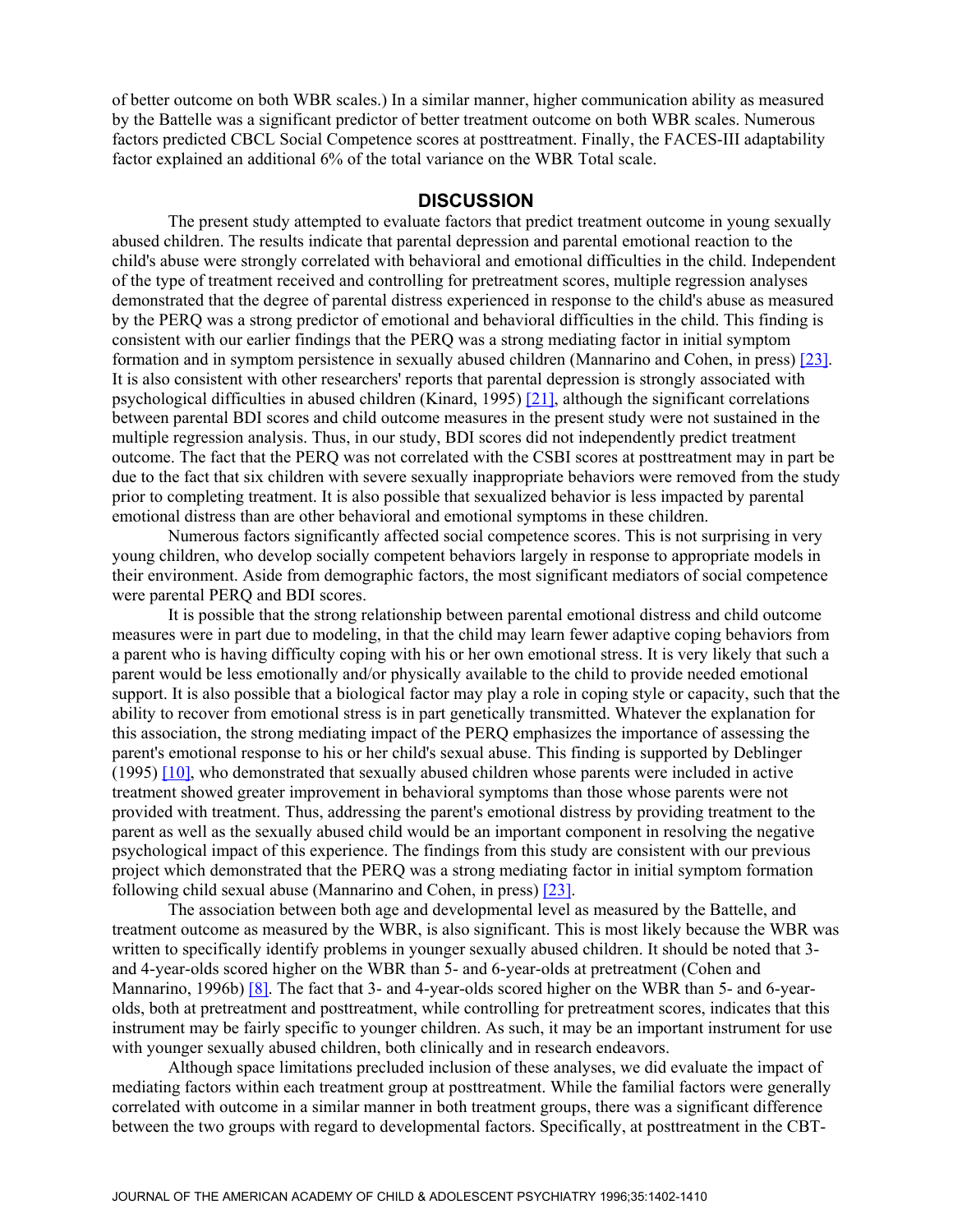of better outcome on both WBR scales.) In a similar manner, higher communication ability as measured by the Battelle was a significant predictor of better treatment outcome on both WBR scales. Numerous factors predicted CBCL Social Competence scores at posttreatment. Finally, the FACES-III adaptability factor explained an additional 6% of the total variance on the WBR Total scale.

## DISCUSSION

The present study attempted to evaluate factors that predict treatment outcome in young sexually abused children. The results indicate that parental depression and parental emotional reaction to the child's abuse were strongly correlated with behavioral and emotional difficulties in the child. Independent of the type of treatment received and controlling for pretreatment scores, multiple regression analyses demonstrated that the degree of parental distress experienced in response to the child's abuse as measured by the PERQ was a strong predictor of emotional and behavioral difficulties in the child. This finding is consistent with our earlier findings that the PERQ was a strong mediating factor in initial symptom formation and in symptom persistence in sexually abused children (Mannarino and Cohen, in press) [23]. It is also consistent with other researchers' reports that parental depression is strongly associated with psychological difficulties in abused children (Kinard, 1995) [21], although the significant correlations between parental BDI scores and child outcome measures in the present study were not sustained in the multiple regression analysis. Thus, in our study, BDI scores did not independently predict treatment outcome. The fact that the PERQ was not correlated with the CSBI scores at posttreatment may in part be due to the fact that six children with severe sexually inappropriate behaviors were removed from the study prior to completing treatment. It is also possible that sexualized behavior is less impacted by parental emotional distress than are other behavioral and emotional symptoms in these children.

Numerous factors significantly affected social competence scores. This is not surprising in very young children, who develop socially competent behaviors largely in response to appropriate models in their environment. Aside from demographic factors, the most significant mediators of social competence were parental PERQ and BDI scores.

It is possible that the strong relationship between parental emotional distress and child outcome measures were in part due to modeling, in that the child may learn fewer adaptive coping behaviors from a parent who is having difficulty coping with his or her own emotional stress. It is very likely that such a parent would be less emotionally and/or physically available to the child to provide needed emotional support. It is also possible that a biological factor may play a role in coping style or capacity, such that the ability to recover from emotional stress is in part genetically transmitted. Whatever the explanation for this association, the strong mediating impact of the PERQ emphasizes the importance of assessing the parent's emotional response to his or her child's sexual abuse. This finding is supported by Deblinger (1995) [10], who demonstrated that sexually abused children whose parents were included in active treatment showed greater improvement in behavioral symptoms than those whose parents were not provided with treatment. Thus, addressing the parent's emotional distress by providing treatment to the parent as well as the sexually abused child would be an important component in resolving the negative psychological impact of this experience. The findings from this study are consistent with our previous project which demonstrated that the PERQ was a strong mediating factor in initial symptom formation following child sexual abuse (Mannarino and Cohen, in press) [23].

The association between both age and developmental level as measured by the Battelle, and treatment outcome as measured by the WBR, is also significant. This is most likely because the WBR was written to specifically identify problems in younger sexually abused children. It should be noted that 3- and 4-year-olds scored higher on the WBR than 5- and 6-year-olds at pretreatment (Cohen and Mannarino, 1996b) [8]. The fact that 3- and 4-year-olds scored higher on the WBR than 5- and 6-year-olds, both at pretreatment and posttreatment, while controlling for pretreatment scores, indicates that this instrument may be fairly specific to younger children. As such, it may be an important instrument for use with younger sexually abused children, both clinically and in research endeavors.

Although space limitations precluded inclusion of these analyses, we did evaluate the impact of mediating factors within each treatment group at posttreatment. While the familial factors were generally correlated with outcome in a similar manner in both treatment groups, there was a significant difference between the two groups with regard to developmental factors. Specifically, at posttreatment in the CBT-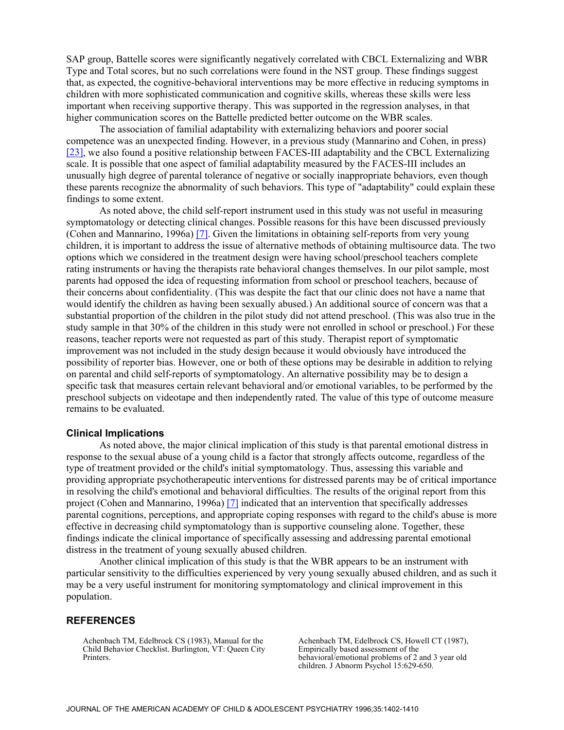SAP group, Battelle scores were significantly negatively correlated with CBCL Externalizing and WBR Type and Total scores, but no such correlations were found in the NST group. These findings suggest that, as expected, the cognitive-behavioral interventions may be more effective in reducing symptoms in children with more sophisticated communication and cognitive skills, whereas these skills were less important when receiving supportive therapy. This was supported in the regression analyses, in that higher communication scores on the Battelle predicted better outcome on the WBR scales.

The association of familial adaptability with externalizing behaviors and poorer social competence was an unexpected finding. However, in a previous study (Mannarino and Cohen, in press) [23], we also found a positive relationship between FACES-III adaptability and the CBCL Externalizing scale. It is possible that one aspect of familial adaptability measured by the FACES-III includes an unusually high degree of parental tolerance of negative or socially inappropriate behaviors, even though these parents recognize the abnormality of such behaviors. This type of "adaptability" could explain these findings to some extent.

As noted above, the child self-report instrument used in this study was not useful in measuring symptomatology or detecting clinical changes. Possible reasons for this have been discussed previously (Cohen and Mannarino, 1996a) [7]. Given the limitations in obtaining self-reports from very young children, it is important to address the issue of alternative methods of obtaining multisource data. The two options which we considered in the treatment design were having school/preschool teachers complete rating instruments or having the therapists rate behavioral changes themselves. In our pilot sample, most parents had opposed the idea of requesting information from school or preschool teachers, because of their concerns about confidentiality. (This was despite the fact that our clinic does not have a name that would identify the children as having been sexually abused.) An additional source of concern was that a substantial proportion of the children in the pilot study did not attend preschool. (This was also true in the study sample in that 30% of the children in this study were not enrolled in school or preschool.) For these reasons, teacher reports were not requested as part of this study. Therapist report of symptomatic improvement was not included in the study design because it would obviously have introduced the possibility of reporter bias. However, one or both of these options may be desirable in addition to relying on parental and child self-reports of symptomatology. An alternative possibility may be to design a specific task that measures certain relevant behavioral and/or emotional variables, to be performed by the preschool subjects on videotape and then independently rated. The value of this type of outcome measure remains to be evaluated.

### Clinical Implications

As noted above, the major clinical implication of this study is that parental emotional distress in response to the sexual abuse of a young child is a factor that strongly affects outcome, regardless of the type of treatment provided or the child's initial symptomatology. Thus, assessing this variable and providing appropriate psychotherapeutic interventions for distressed parents may be of critical importance in resolving the child's emotional and behavioral difficulties. The results of the original report from this project (Cohen and Mannarino, 1996a) [7] indicated that an intervention that specifically addresses parental cognitions, perceptions, and appropriate coping responses with regard to the child's abuse is more effective in decreasing child symptomatology than is supportive counseling alone. Together, these findings indicate the clinical importance of specifically assessing and addressing parental emotional distress in the treatment of young sexually abused children.

Another clinical implication of this study is that the WBR appears to be an instrument with particular sensitivity to the difficulties experienced by very young sexually abused children, and as such it may be a very useful instrument for monitoring symptomatology and clinical improvement in this population.

## REFERENCES

Achenbach TM, Edelbrock CS (1983), Manual for the Child Behavior Checklist. Burlington, VT: Queen City Printers.

Achenbach TM, Edelbrock CS, Howell CT (1987), Empirically based assessment of the behavioral/emotional problems of 2 and 3 year old children. J Abnorm Psychol 15:629-650.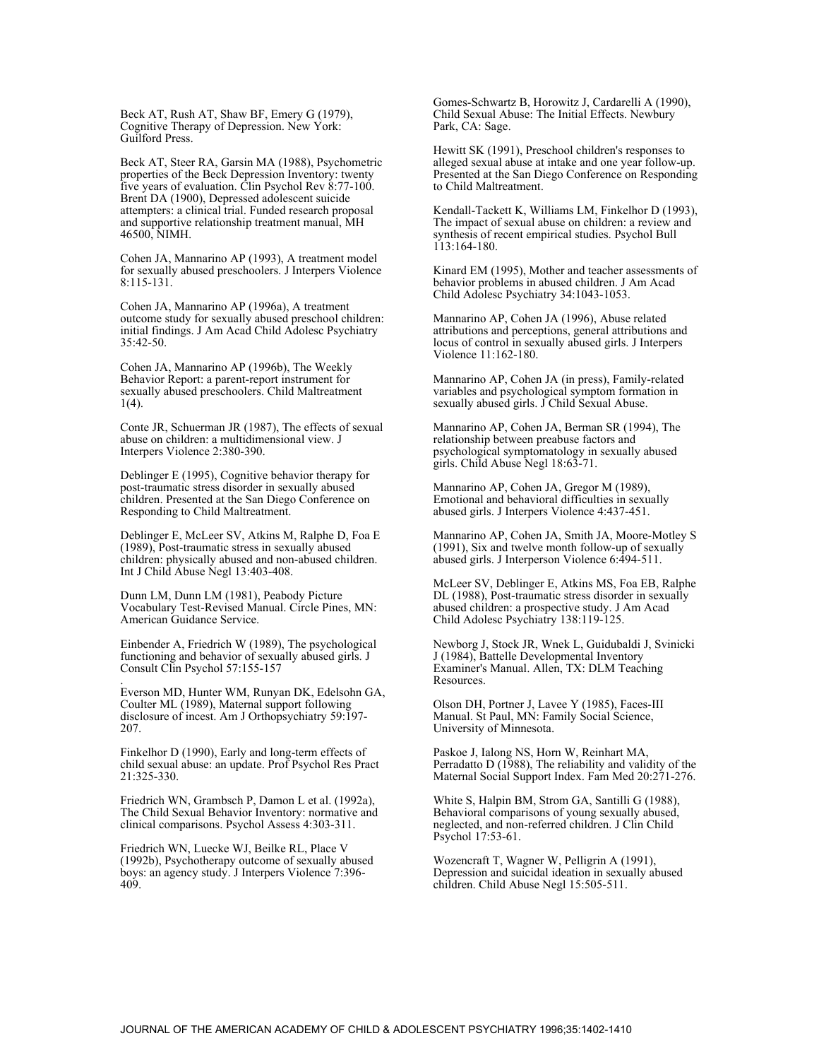Beck AT, Rush AT, Shaw BF, Emery G (1979), Cognitive Therapy of Depression. New York: Guilford Press.

Beck AT, Steer RA, Garsin MA (1988), Psychometric properties of the Beck Depression Inventory: twenty five years of evaluation. Clin Psychol Rev 8:77-100. Brent DA (1900), Depressed adolescent suicide attempters: a clinical trial. Funded research proposal and supportive relationship treatment manual, MH 46500, NIMH.

Cohen JA, Mannarino AP (1993), A treatment model for sexually abused preschoolers. J Interpers Violence 8:115-131.

Cohen JA, Mannarino AP (1996a), A treatment outcome study for sexually abused preschool children: initial findings. J Am Acad Child Adolesc Psychiatry 35:42-50.

Cohen JA, Mannarino AP (1996b), The Weekly Behavior Report: a parent-report instrument for sexually abused preschoolers. Child Maltreatment 1(4).

Conte JR, Schuerman JR (1987), The effects of sexual abuse on children: a multidimensional view. J Interpers Violence 2:380-390.

Deblinger E (1995), Cognitive behavior therapy for post-traumatic stress disorder in sexually abused children. Presented at the San Diego Conference on Responding to Child Maltreatment.

Deblinger E, McLeer SV, Atkins M, Ralphe D, Foa E (1989), Post-traumatic stress in sexually abused children: physically abused and non-abused children. Int J Child Abuse Negl 13:403-408.

Dunn LM, Dunn LM (1981), Peabody Picture Vocabulary Test-Revised Manual. Circle Pines, MN: American Guidance Service.

Einbender A, Friedrich W (1989), The psychological functioning and behavior of sexually abused girls. J Consult Clin Psychol 57:155-157

Everson MD, Hunter WM, Runyan DK, Edelsohn GA, Coulter ML (1989), Maternal support following disclosure of incest. Am J Orthopsychiatry 59:197-207.

Finkelhor D (1990), Early and long-term effects of child sexual abuse: an update. Prof Psychol Res Pract 21:325-330.

Friedrich WN, Grambsch P, Damon L et al. (1992a), The Child Sexual Behavior Inventory: normative and clinical comparisons. Psychol Assess 4:303-311.

Friedrich WN, Luecke WJ, Beilke RL, Place V (1992b), Psychotherapy outcome of sexually abused boys: an agency study. J Interpers Violence 7:396-409.

Gomes-Schwartz B, Horowitz J, Cardarelli A (1990), Child Sexual Abuse: The Initial Effects. Newbury Park, CA: Sage.

Hewitt SK (1991), Preschool children's responses to alleged sexual abuse at intake and one year follow-up. Presented at the San Diego Conference on Responding to Child Maltreatment.

Kendall-Tackett K, Williams LM, Finkelhor D (1993), The impact of sexual abuse on children: a review and synthesis of recent empirical studies. Psychol Bull 113:164-180.

Kinard EM (1995), Mother and teacher assessments of behavior problems in abused children. J Am Acad Child Adolesc Psychiatry 34:1043-1053.

Mannarino AP, Cohen JA (1996), Abuse related attributions and perceptions, general attributions and locus of control in sexually abused girls. J Interpers Violence 11:162-180.

Mannarino AP, Cohen JA (in press), Family-related variables and psychological symptom formation in sexually abused girls. J Child Sexual Abuse.

Mannarino AP, Cohen JA, Berman SR (1994), The relationship between preabuse factors and psychological symptomatology in sexually abused girls. Child Abuse Negl 18:63-71.

Mannarino AP, Cohen JA, Gregor M (1989), Emotional and behavioral difficulties in sexually abused girls. J Interpers Violence 4:437-451.

Mannarino AP, Cohen JA, Smith JA, Moore-Motley S (1991), Six and twelve month follow-up of sexually abused girls. J Interperson Violence 6:494-511.

McLeer SV, Deblinger E, Atkins MS, Foa EB, Ralphe DL (1988), Post-traumatic stress disorder in sexually abused children: a prospective study. J Am Acad Child Adolesc Psychiatry 138:119-125.

Newborg J, Stock JR, Wnek L, Guidubaldi J, Svinicki J (1984), Battelle Developmental Inventory Examiner's Manual. Allen, TX: DLM Teaching Resources.

Olson DH, Portner J, Lavee Y (1985), Faces-III Manual. St Paul, MN: Family Social Science, University of Minnesota.

Paskoe J, Ialong NS, Horn W, Reinhart MA, Perradatto D (1988), The reliability and validity of the Maternal Social Support Index. Fam Med 20:271-276.

White S, Halpin BM, Strom GA, Santilli G (1988), Behavioral comparisons of young sexually abused, neglected, and non-referred children. J Clin Child Psychol 17:53-61.

Wozencraft T, Wagner W, Pelligrin A (1991), Depression and suicidal ideation in sexually abused children. Child Abuse Negl 15:505-511.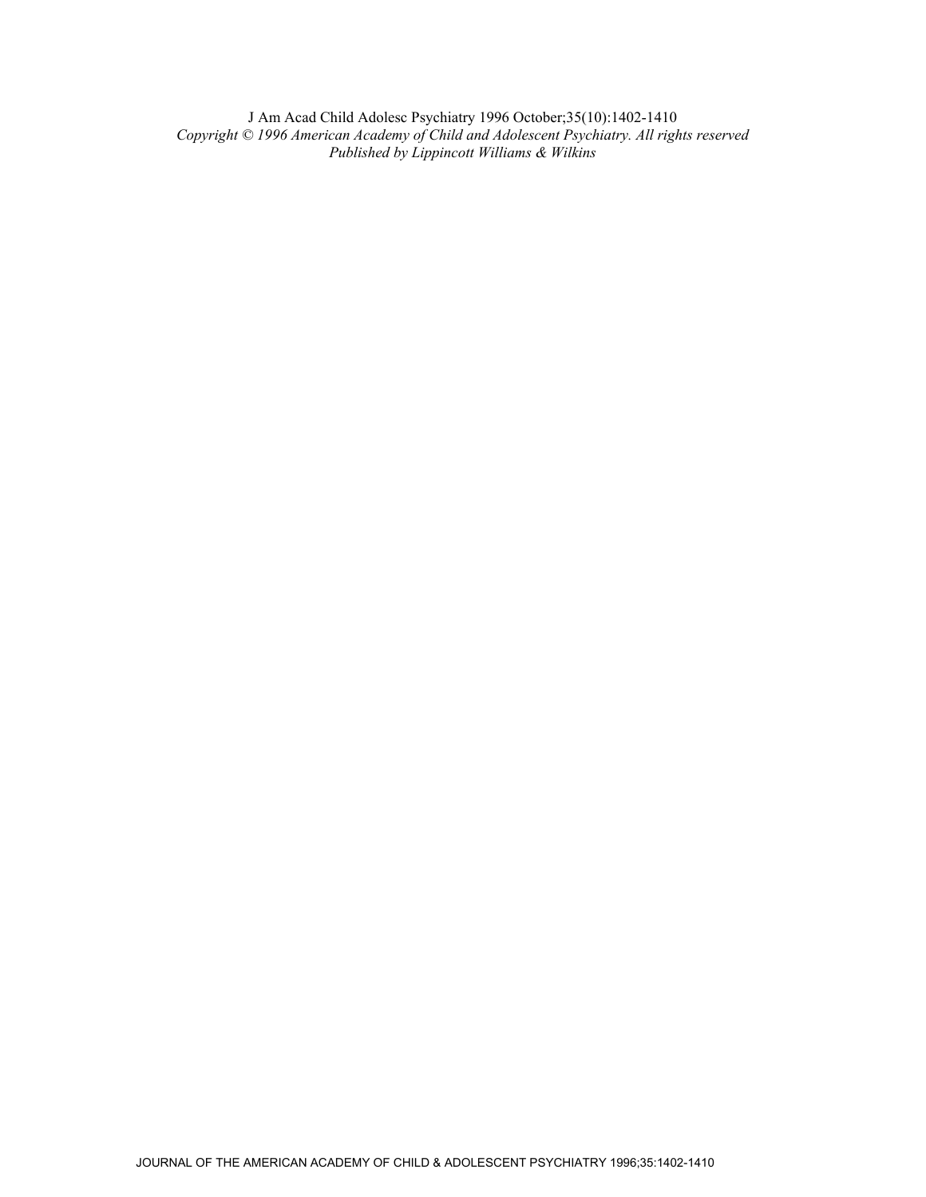J Am Acad Child Adolesc Psychiatry 1996 October;35(10):1402-1410

*Copyright © 1996 American Academy of Child and Adolescent Psychiatry. All rights reserved*

*Published by Lippincott Williams & Wilkins*